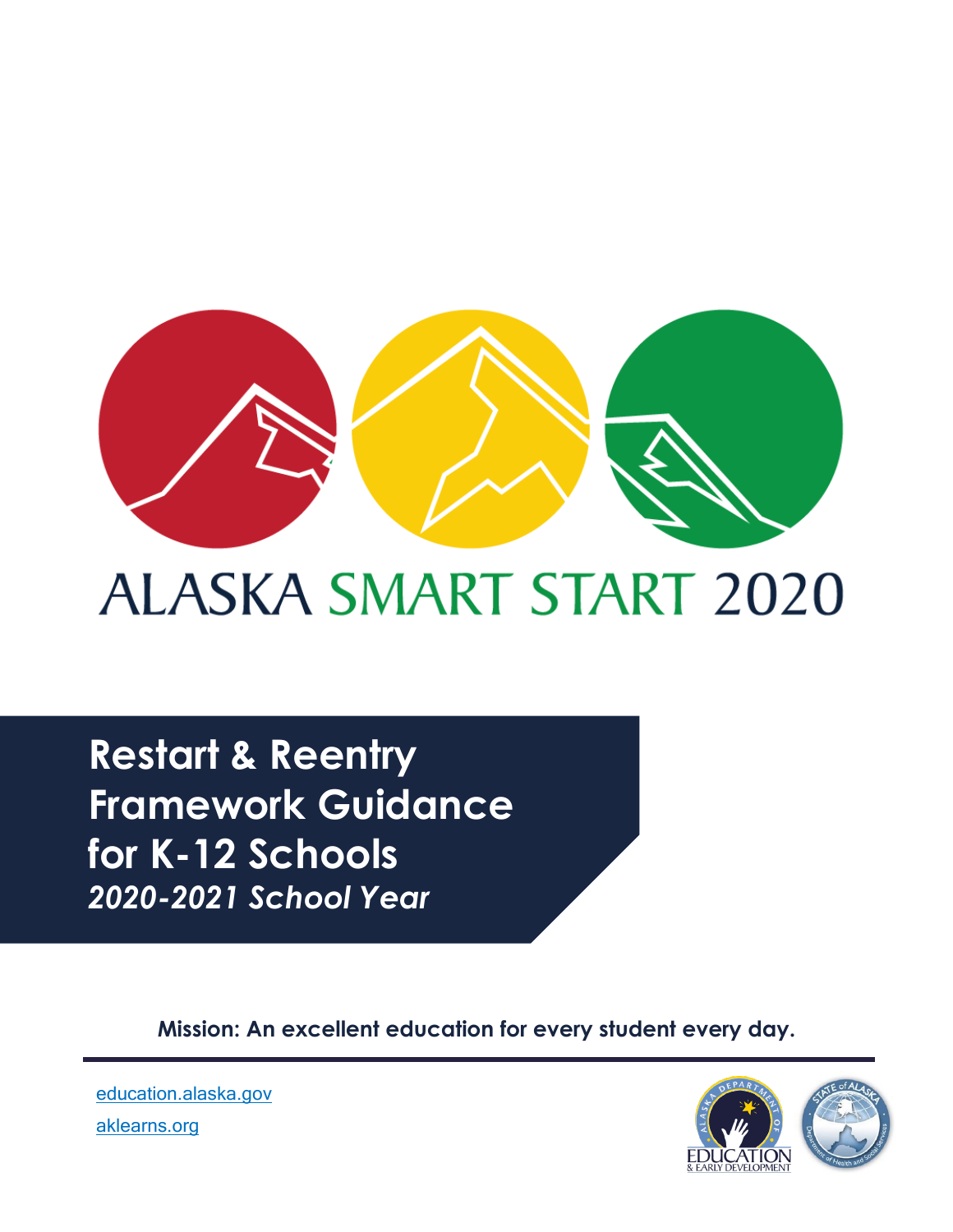# ALASKA SMART START 2020

## Restart & Reentry Framework Guidance for K-12 Schools

***2020-2021 School Year***

**Mission: An excellent education for every student every day.**

education.alaska.gov

aklearns.org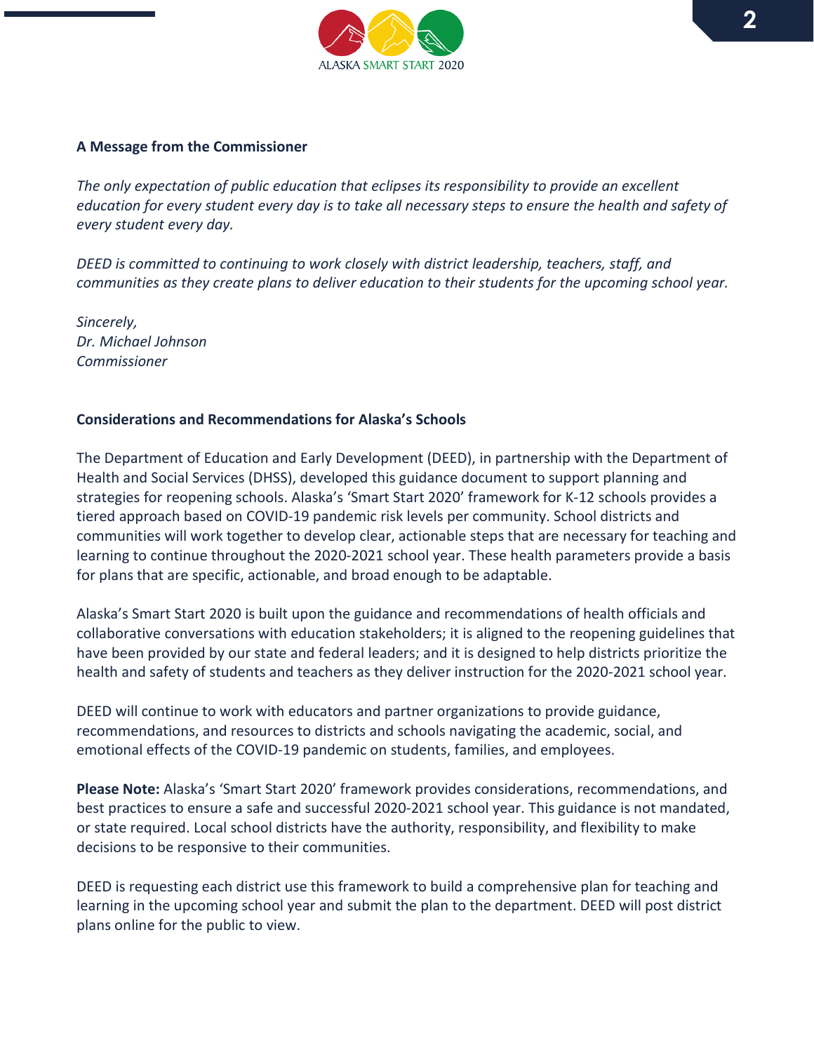## A Message from the Commissioner

*The only expectation of public education that eclipses its responsibility to provide an excellent education for every student every day is to take all necessary steps to ensure the health and safety of every student every day.*

*DEED is committed to continuing to work closely with district leadership, teachers, staff, and communities as they create plans to deliver education to their students for the upcoming school year.*

*Sincerely,*
*Dr. Michael Johnson*
*Commissioner*

## Considerations and Recommendations for Alaska's Schools

The Department of Education and Early Development (DEED), in partnership with the Department of Health and Social Services (DHSS), developed this guidance document to support planning and strategies for reopening schools. Alaska's 'Smart Start 2020' framework for K-12 schools provides a tiered approach based on COVID-19 pandemic risk levels per community. School districts and communities will work together to develop clear, actionable steps that are necessary for teaching and learning to continue throughout the 2020-2021 school year. These health parameters provide a basis for plans that are specific, actionable, and broad enough to be adaptable.

Alaska's Smart Start 2020 is built upon the guidance and recommendations of health officials and collaborative conversations with education stakeholders; it is aligned to the reopening guidelines that have been provided by our state and federal leaders; and it is designed to help districts prioritize the health and safety of students and teachers as they deliver instruction for the 2020-2021 school year.

DEED will continue to work with educators and partner organizations to provide guidance, recommendations, and resources to districts and schools navigating the academic, social, and emotional effects of the COVID-19 pandemic on students, families, and employees.

**Please Note:** Alaska's 'Smart Start 2020' framework provides considerations, recommendations, and best practices to ensure a safe and successful 2020-2021 school year. This guidance is not mandated, or state required. Local school districts have the authority, responsibility, and flexibility to make decisions to be responsive to their communities.

DEED is requesting each district use this framework to build a comprehensive plan for teaching and learning in the upcoming school year and submit the plan to the department. DEED will post district plans online for the public to view.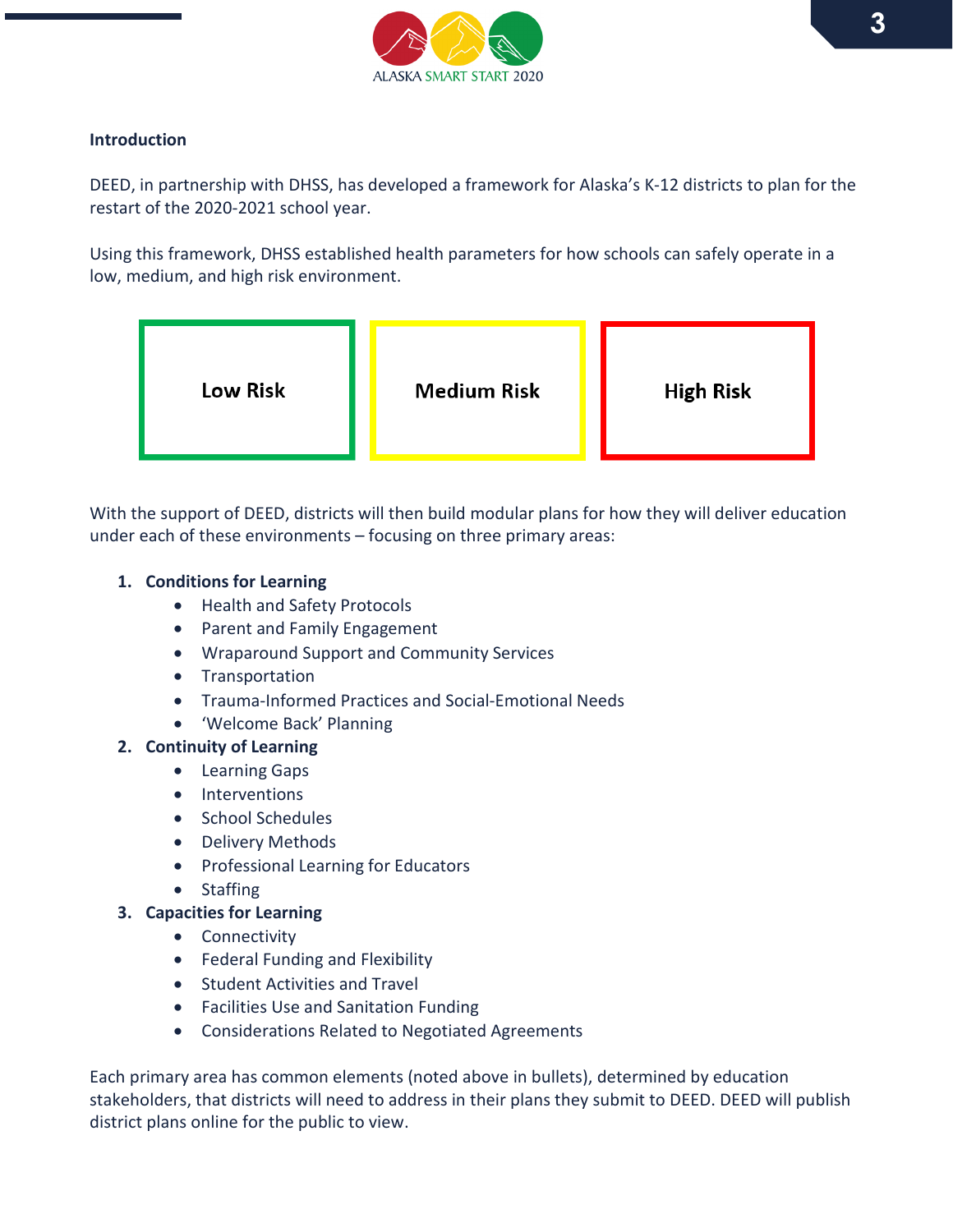## Introduction

DEED, in partnership with DHSS, has developed a framework for Alaska's K-12 districts to plan for the restart of the 2020-2021 school year.

Using this framework, DHSS established health parameters for how schools can safely operate in a low, medium, and high risk environment.

**Low Risk** | **Medium Risk** | **High Risk**

With the support of DEED, districts will then build modular plans for how they will deliver education under each of these environments – focusing on three primary areas:

1. **Conditions for Learning**
   - Health and Safety Protocols
   - Parent and Family Engagement
   - Wraparound Support and Community Services
   - Transportation
   - Trauma-Informed Practices and Social-Emotional Needs
   - 'Welcome Back' Planning
2. **Continuity of Learning**
   - Learning Gaps
   - Interventions
   - School Schedules
   - Delivery Methods
   - Professional Learning for Educators
   - Staffing
3. **Capacities for Learning**
   - Connectivity
   - Federal Funding and Flexibility
   - Student Activities and Travel
   - Facilities Use and Sanitation Funding
   - Considerations Related to Negotiated Agreements

Each primary area has common elements (noted above in bullets), determined by education stakeholders, that districts will need to address in their plans they submit to DEED. DEED will publish district plans online for the public to view.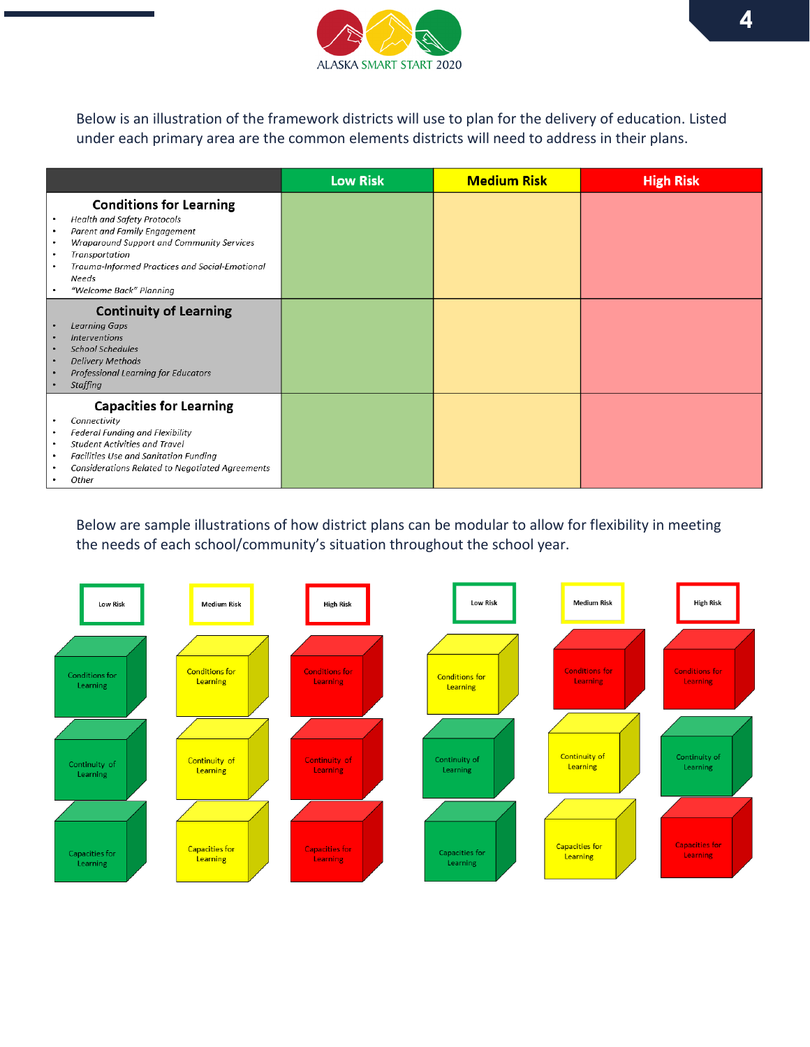Below is an illustration of the framework districts will use to plan for the delivery of education. Listed under each primary area are the common elements districts will need to address in their plans.

| | Low Risk | Medium Risk | High Risk |
|---|---|---|---|
| **Conditions for Learning**<br>• *Health and Safety Protocols*<br>• *Parent and Family Engagement*<br>• *Wraparound Support and Community Services*<br>• *Transportation*<br>• *Trauma-Informed Practices and Social-Emotional Needs*<br>• *"Welcome Back" Planning* | | | |
| **Continuity of Learning**<br>• *Learning Gaps*<br>• *Interventions*<br>• *School Schedules*<br>• *Delivery Methods*<br>• *Professional Learning for Educators*<br>• *Staffing* | | | |
| **Capacities for Learning**<br>• *Connectivity*<br>• *Federal Funding and Flexibility*<br>• *Student Activities and Travel*<br>• *Facilities Use and Sanitation Funding*<br>• *Considerations Related to Negotiated Agreements*<br>• *Other* | | | |

Below are sample illustrations of how district plans can be modular to allow for flexibility in meeting the needs of each school/community's situation throughout the school year.

| Low Risk | Medium Risk | High Risk | Low Risk | Medium Risk | High Risk |
|---|---|---|---|---|---|
| Conditions for Learning (green) | Conditions for Learning (yellow) | Conditions for Learning (red) | Conditions for Learning (yellow) | Conditions for Learning (red) | Conditions for Learning (red) |
| Continuity of Learning (green) | Continuity of Learning (yellow) | Continuity of Learning (red) | Continuity of Learning (green) | Continuity of Learning (yellow) | Continuity of Learning (green) |
| Capacities for Learning (green) | Capacities for Learning (yellow) | Capacities for Learning (red) | Capacities for Learning (green) | Capacities for Learning (yellow) | Capacities for Learning (red) |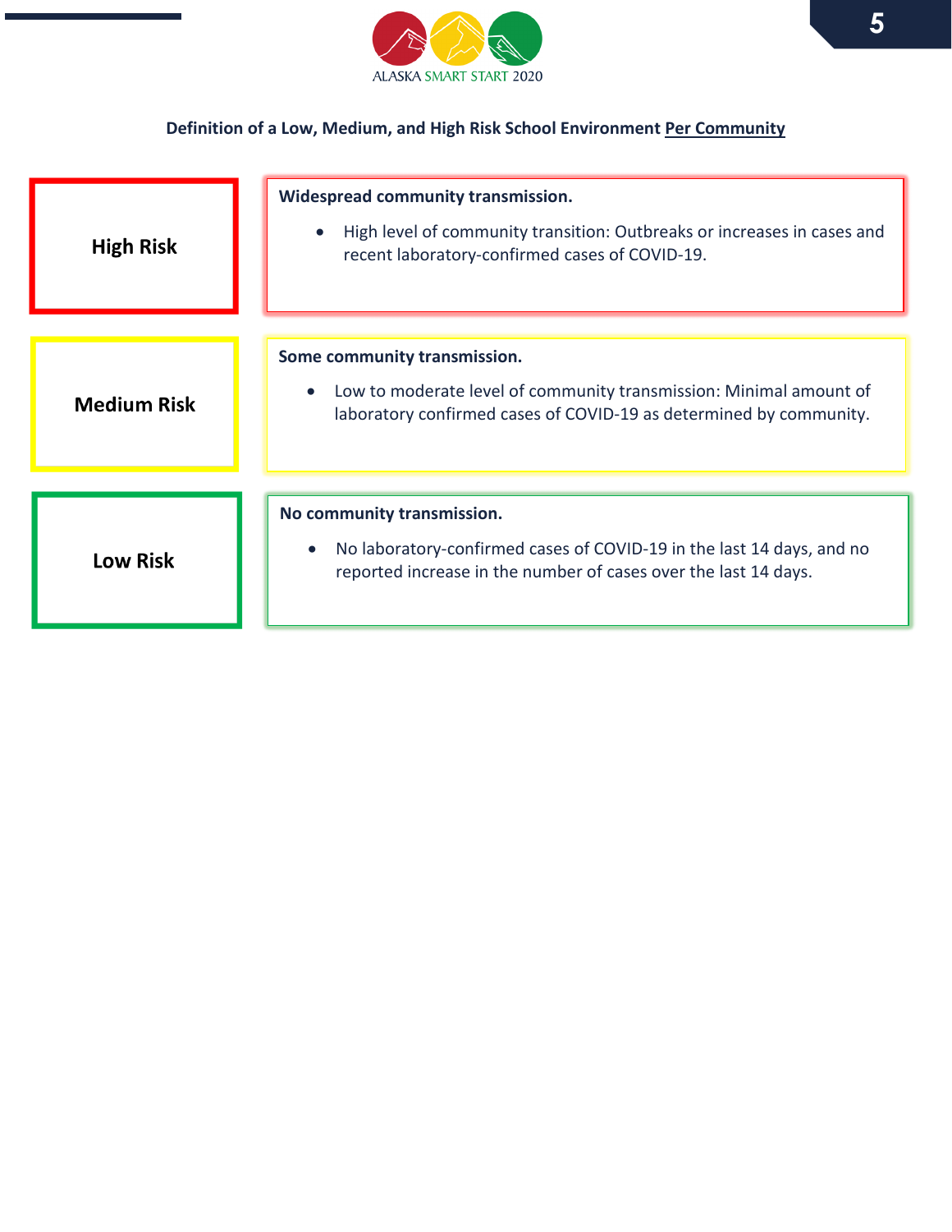**Definition of a Low, Medium, and High Risk School Environment Per Community**

| Risk Level | Definition |
| --- | --- |
| **High Risk** | **Widespread community transmission.**<br>• High level of community transition: Outbreaks or increases in cases and recent laboratory-confirmed cases of COVID-19. |
| **Medium Risk** | **Some community transmission.**<br>• Low to moderate level of community transmission: Minimal amount of laboratory confirmed cases of COVID-19 as determined by community. |
| **Low Risk** | **No community transmission.**<br>• No laboratory-confirmed cases of COVID-19 in the last 14 days, and no reported increase in the number of cases over the last 14 days. |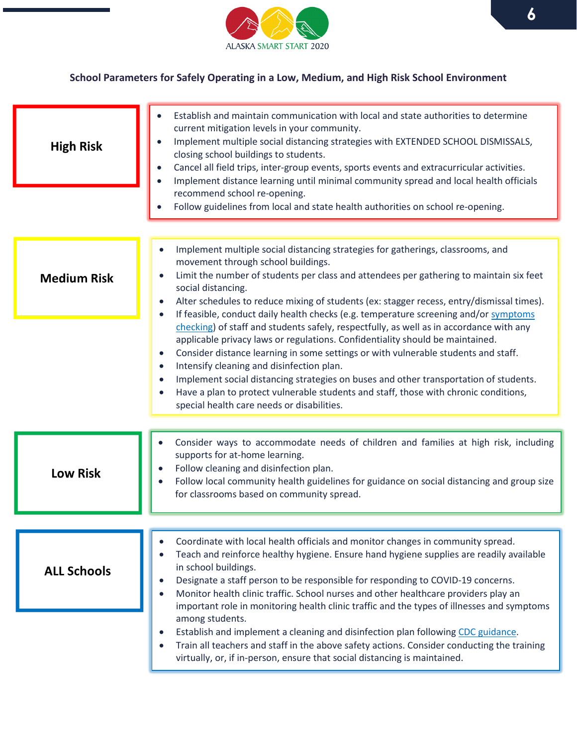## School Parameters for Safely Operating in a Low, Medium, and High Risk School Environment

### High Risk

- Establish and maintain communication with local and state authorities to determine current mitigation levels in your community.
- Implement multiple social distancing strategies with EXTENDED SCHOOL DISMISSALS, closing school buildings to students.
- Cancel all field trips, inter-group events, sports events and extracurricular activities.
- Implement distance learning until minimal community spread and local health officials recommend school re-opening.
- Follow guidelines from local and state health authorities on school re-opening.

### Medium Risk

- Implement multiple social distancing strategies for gatherings, classrooms, and movement through school buildings.
- Limit the number of students per class and attendees per gathering to maintain six feet social distancing.
- Alter schedules to reduce mixing of students (ex: stagger recess, entry/dismissal times).
- If feasible, conduct daily health checks (e.g. temperature screening and/or symptoms checking) of staff and students safely, respectfully, as well as in accordance with any applicable privacy laws or regulations. Confidentiality should be maintained.
- Consider distance learning in some settings or with vulnerable students and staff.
- Intensify cleaning and disinfection plan.
- Implement social distancing strategies on buses and other transportation of students.
- Have a plan to protect vulnerable students and staff, those with chronic conditions, special health care needs or disabilities.

### Low Risk

- Consider ways to accommodate needs of children and families at high risk, including supports for at-home learning.
- Follow cleaning and disinfection plan.
- Follow local community health guidelines for guidance on social distancing and group size for classrooms based on community spread.

### ALL Schools

- Coordinate with local health officials and monitor changes in community spread.
- Teach and reinforce healthy hygiene. Ensure hand hygiene supplies are readily available in school buildings.
- Designate a staff person to be responsible for responding to COVID-19 concerns.
- Monitor health clinic traffic. School nurses and other healthcare providers play an important role in monitoring health clinic traffic and the types of illnesses and symptoms among students.
- Establish and implement a cleaning and disinfection plan following CDC guidance.
- Train all teachers and staff in the above safety actions. Consider conducting the training virtually, or, if in-person, ensure that social distancing is maintained.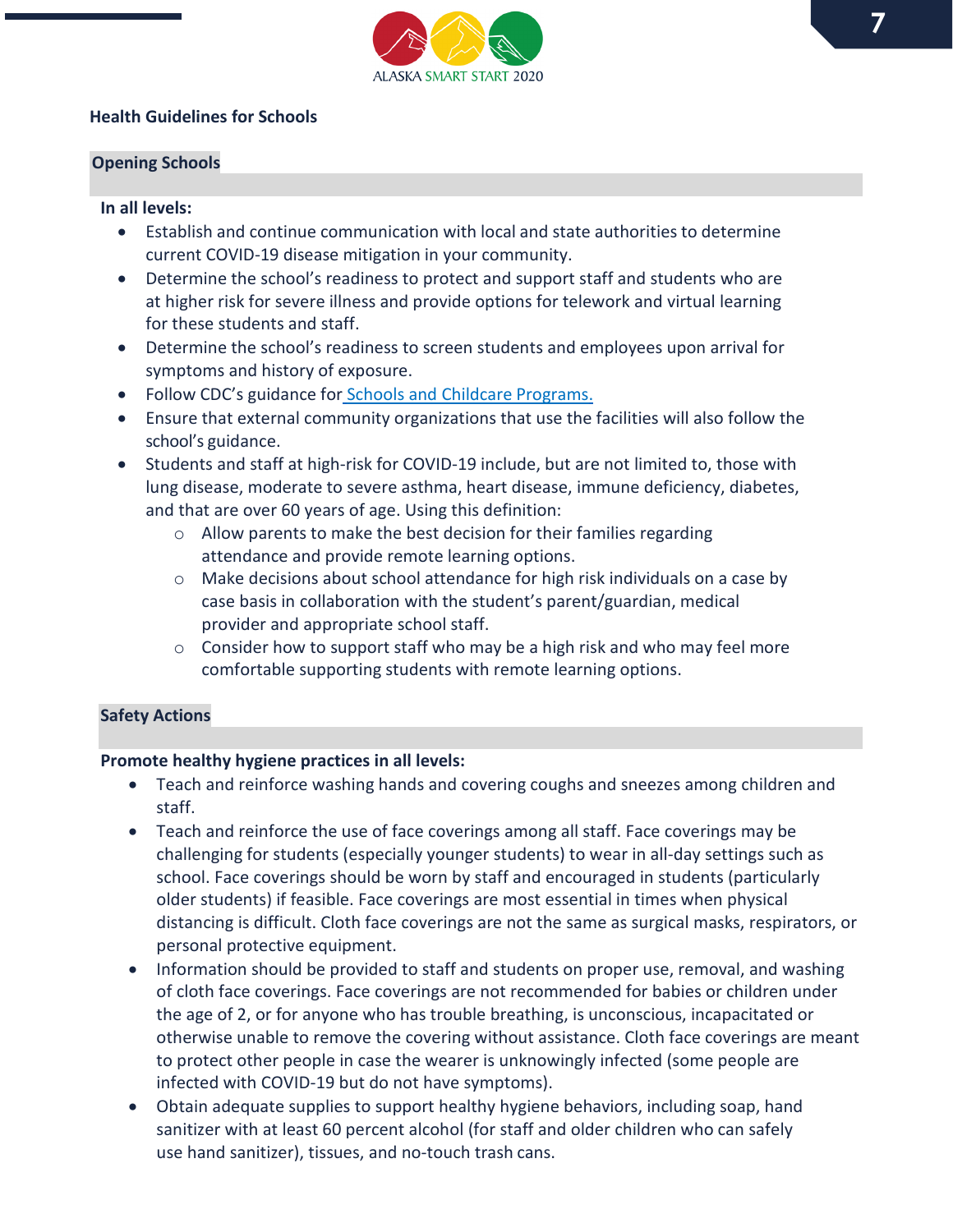## Health Guidelines for Schools

### Opening Schools

**In all levels:**

- Establish and continue communication with local and state authorities to determine current COVID-19 disease mitigation in your community.
- Determine the school's readiness to protect and support staff and students who are at higher risk for severe illness and provide options for telework and virtual learning for these students and staff.
- Determine the school's readiness to screen students and employees upon arrival for symptoms and history of exposure.
- Follow CDC's guidance for [Schools and Childcare Programs.]()
- Ensure that external community organizations that use the facilities will also follow the school's guidance.
- Students and staff at high-risk for COVID-19 include, but are not limited to, those with lung disease, moderate to severe asthma, heart disease, immune deficiency, diabetes, and that are over 60 years of age. Using this definition:
    - Allow parents to make the best decision for their families regarding attendance and provide remote learning options.
    - Make decisions about school attendance for high risk individuals on a case by case basis in collaboration with the student's parent/guardian, medical provider and appropriate school staff.
    - Consider how to support staff who may be a high risk and who may feel more comfortable supporting students with remote learning options.

### Safety Actions

**Promote healthy hygiene practices in all levels:**

- Teach and reinforce washing hands and covering coughs and sneezes among children and staff.
- Teach and reinforce the use of face coverings among all staff. Face coverings may be challenging for students (especially younger students) to wear in all-day settings such as school. Face coverings should be worn by staff and encouraged in students (particularly older students) if feasible. Face coverings are most essential in times when physical distancing is difficult. Cloth face coverings are not the same as surgical masks, respirators, or personal protective equipment.
- Information should be provided to staff and students on proper use, removal, and washing of cloth face coverings. Face coverings are not recommended for babies or children under the age of 2, or for anyone who has trouble breathing, is unconscious, incapacitated or otherwise unable to remove the covering without assistance. Cloth face coverings are meant to protect other people in case the wearer is unknowingly infected (some people are infected with COVID-19 but do not have symptoms).
- Obtain adequate supplies to support healthy hygiene behaviors, including soap, hand sanitizer with at least 60 percent alcohol (for staff and older children who can safely use hand sanitizer), tissues, and no-touch trash cans.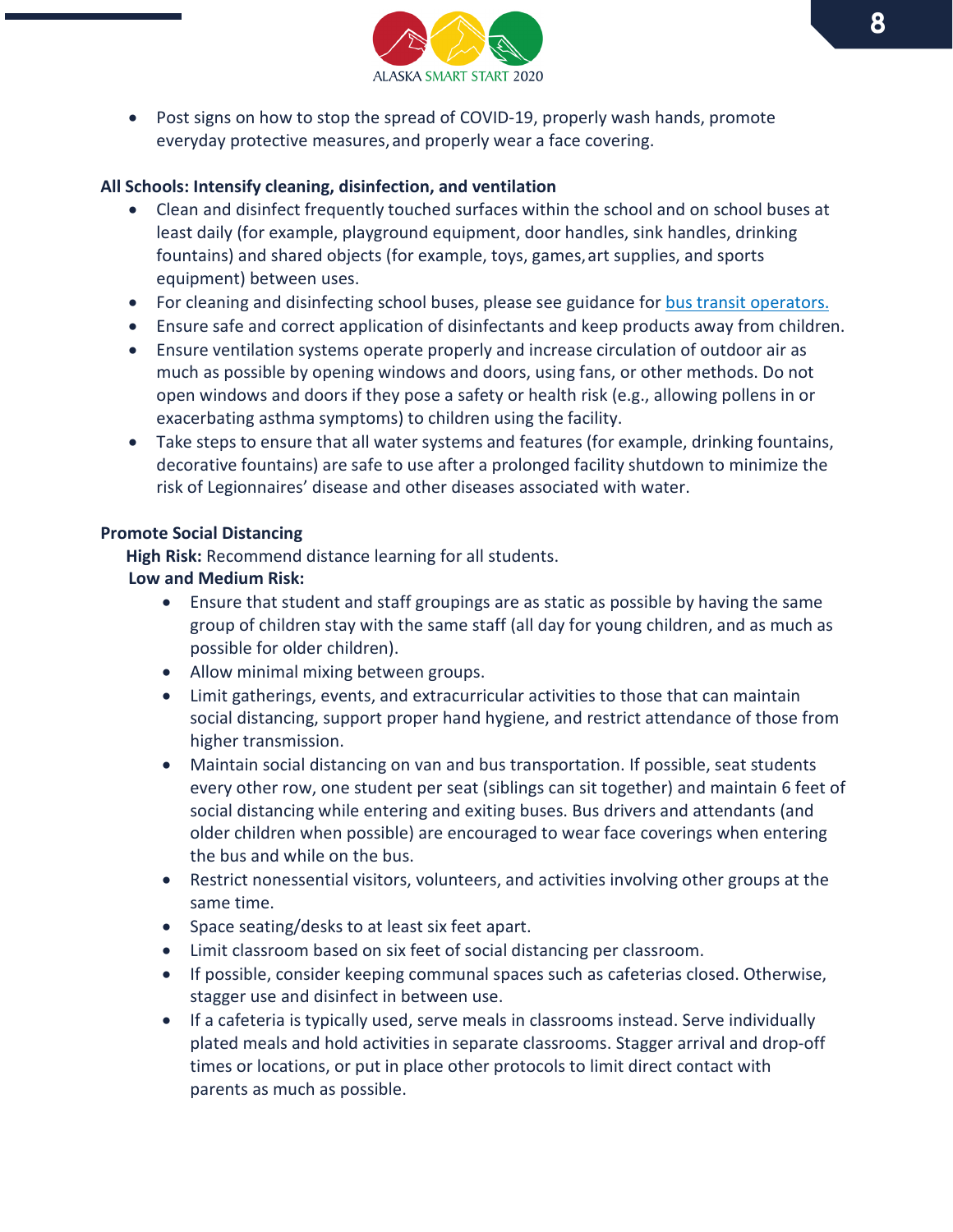- Post signs on how to stop the spread of COVID-19, properly wash hands, promote everyday protective measures, and properly wear a face covering.

**All Schools: Intensify cleaning, disinfection, and ventilation**

- Clean and disinfect frequently touched surfaces within the school and on school buses at least daily (for example, playground equipment, door handles, sink handles, drinking fountains) and shared objects (for example, toys, games, art supplies, and sports equipment) between uses.
- For cleaning and disinfecting school buses, please see guidance for bus transit operators.
- Ensure safe and correct application of disinfectants and keep products away from children.
- Ensure ventilation systems operate properly and increase circulation of outdoor air as much as possible by opening windows and doors, using fans, or other methods. Do not open windows and doors if they pose a safety or health risk (e.g., allowing pollens in or exacerbating asthma symptoms) to children using the facility.
- Take steps to ensure that all water systems and features (for example, drinking fountains, decorative fountains) are safe to use after a prolonged facility shutdown to minimize the risk of Legionnaires' disease and other diseases associated with water.

**Promote Social Distancing**

**High Risk:** Recommend distance learning for all students.

**Low and Medium Risk:**

- Ensure that student and staff groupings are as static as possible by having the same group of children stay with the same staff (all day for young children, and as much as possible for older children).
- Allow minimal mixing between groups.
- Limit gatherings, events, and extracurricular activities to those that can maintain social distancing, support proper hand hygiene, and restrict attendance of those from higher transmission.
- Maintain social distancing on van and bus transportation. If possible, seat students every other row, one student per seat (siblings can sit together) and maintain 6 feet of social distancing while entering and exiting buses. Bus drivers and attendants (and older children when possible) are encouraged to wear face coverings when entering the bus and while on the bus.
- Restrict nonessential visitors, volunteers, and activities involving other groups at the same time.
- Space seating/desks to at least six feet apart.
- Limit classroom based on six feet of social distancing per classroom.
- If possible, consider keeping communal spaces such as cafeterias closed. Otherwise, stagger use and disinfect in between use.
- If a cafeteria is typically used, serve meals in classrooms instead. Serve individually plated meals and hold activities in separate classrooms. Stagger arrival and drop-off times or locations, or put in place other protocols to limit direct contact with parents as much as possible.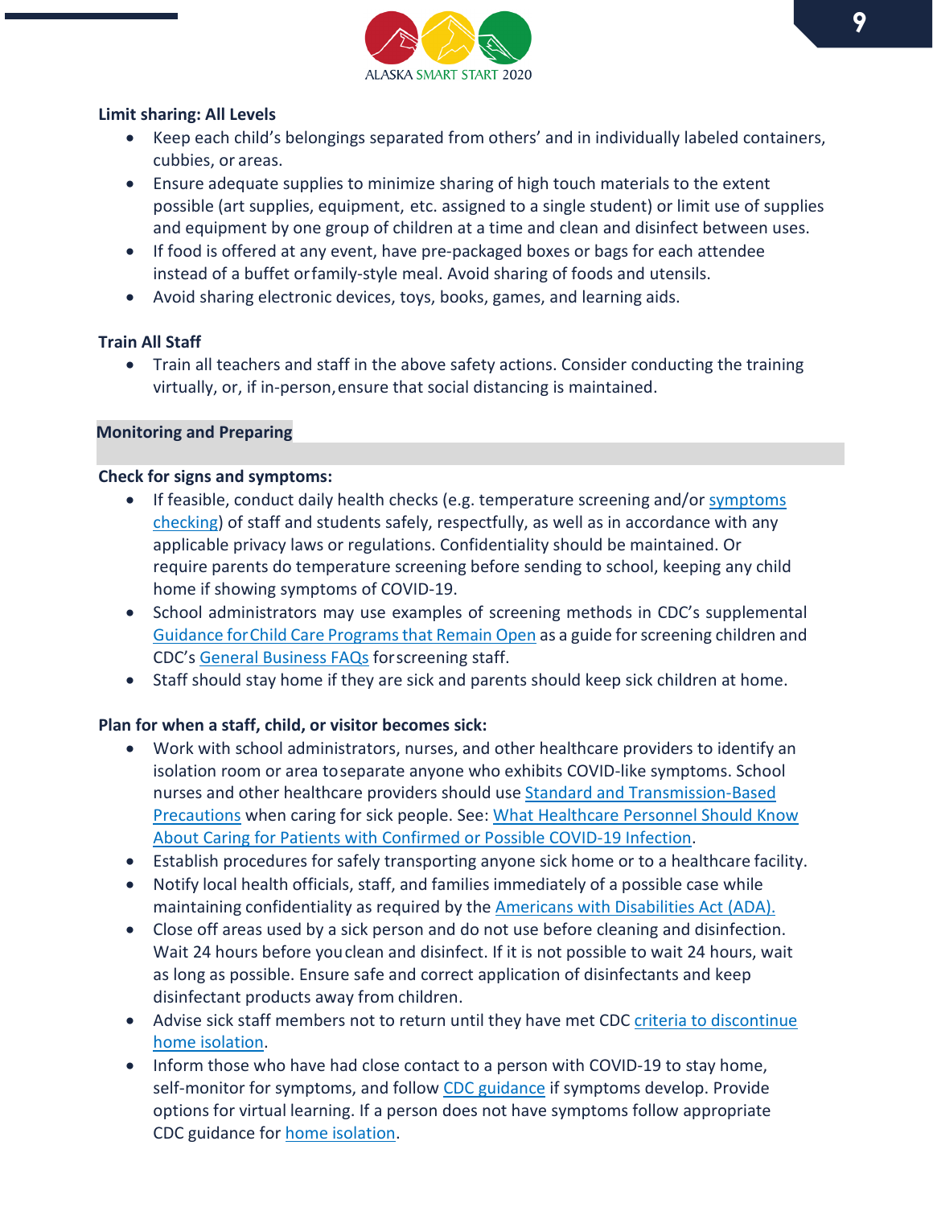**Limit sharing: All Levels**

- Keep each child's belongings separated from others' and in individually labeled containers, cubbies, or areas.
- Ensure adequate supplies to minimize sharing of high touch materials to the extent possible (art supplies, equipment, etc. assigned to a single student) or limit use of supplies and equipment by one group of children at a time and clean and disinfect between uses.
- If food is offered at any event, have pre-packaged boxes or bags for each attendee instead of a buffet or family-style meal. Avoid sharing of foods and utensils.
- Avoid sharing electronic devices, toys, books, games, and learning aids.

**Train All Staff**

- Train all teachers and staff in the above safety actions. Consider conducting the training virtually, or, if in-person, ensure that social distancing is maintained.

## Monitoring and Preparing

**Check for signs and symptoms:**

- If feasible, conduct daily health checks (e.g. temperature screening and/or symptoms checking) of staff and students safely, respectfully, as well as in accordance with any applicable privacy laws or regulations. Confidentiality should be maintained. Or require parents do temperature screening before sending to school, keeping any child home if showing symptoms of COVID-19.
- School administrators may use examples of screening methods in CDC's supplemental Guidance for Child Care Programs that Remain Open as a guide for screening children and CDC's General Business FAQs for screening staff.
- Staff should stay home if they are sick and parents should keep sick children at home.

**Plan for when a staff, child, or visitor becomes sick:**

- Work with school administrators, nurses, and other healthcare providers to identify an isolation room or area to separate anyone who exhibits COVID-like symptoms. School nurses and other healthcare providers should use Standard and Transmission-Based Precautions when caring for sick people. See: What Healthcare Personnel Should Know About Caring for Patients with Confirmed or Possible COVID-19 Infection.
- Establish procedures for safely transporting anyone sick home or to a healthcare facility.
- Notify local health officials, staff, and families immediately of a possible case while maintaining confidentiality as required by the Americans with Disabilities Act (ADA).
- Close off areas used by a sick person and do not use before cleaning and disinfection. Wait 24 hours before you clean and disinfect. If it is not possible to wait 24 hours, wait as long as possible. Ensure safe and correct application of disinfectants and keep disinfectant products away from children.
- Advise sick staff members not to return until they have met CDC criteria to discontinue home isolation.
- Inform those who have had close contact to a person with COVID-19 to stay home, self-monitor for symptoms, and follow CDC guidance if symptoms develop. Provide options for virtual learning. If a person does not have symptoms follow appropriate CDC guidance for home isolation.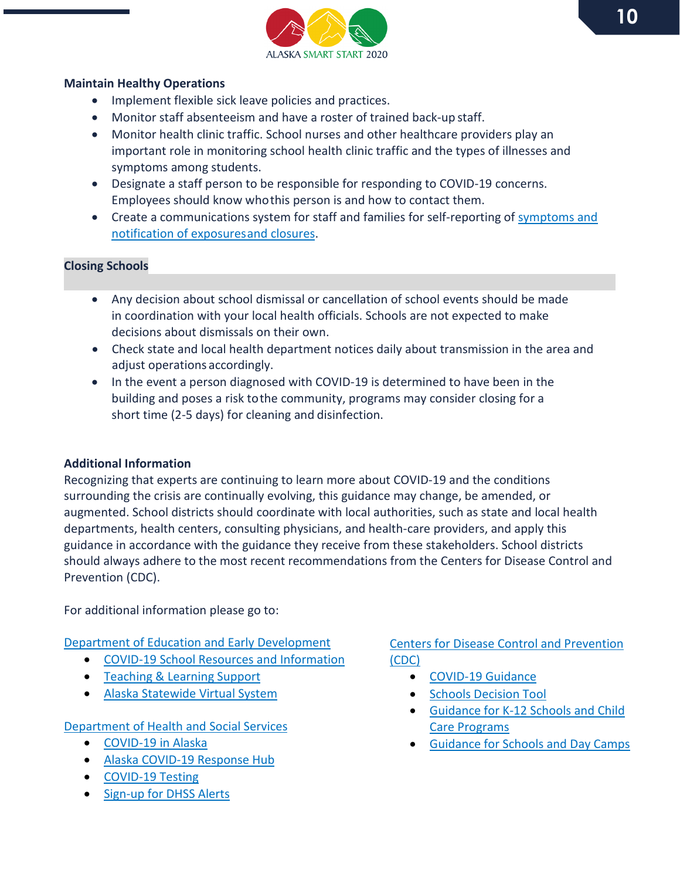**Maintain Healthy Operations**

- Implement flexible sick leave policies and practices.
- Monitor staff absenteeism and have a roster of trained back-up staff.
- Monitor health clinic traffic. School nurses and other healthcare providers play an important role in monitoring school health clinic traffic and the types of illnesses and symptoms among students.
- Designate a staff person to be responsible for responding to COVID-19 concerns. Employees should know who this person is and how to contact them.
- Create a communications system for staff and families for self-reporting of symptoms and notification of exposures and closures.

**Closing Schools**

- Any decision about school dismissal or cancellation of school events should be made in coordination with your local health officials. Schools are not expected to make decisions about dismissals on their own.
- Check state and local health department notices daily about transmission in the area and adjust operations accordingly.
- In the event a person diagnosed with COVID-19 is determined to have been in the building and poses a risk to the community, programs may consider closing for a short time (2-5 days) for cleaning and disinfection.

**Additional Information**

Recognizing that experts are continuing to learn more about COVID-19 and the conditions surrounding the crisis are continually evolving, this guidance may change, be amended, or augmented. School districts should coordinate with local authorities, such as state and local health departments, health centers, consulting physicians, and health-care providers, and apply this guidance in accordance with the guidance they receive from these stakeholders. School districts should always adhere to the most recent recommendations from the Centers for Disease Control and Prevention (CDC).

For additional information please go to:

Department of Education and Early Development

- COVID-19 School Resources and Information
- Teaching & Learning Support
- Alaska Statewide Virtual System

Department of Health and Social Services

- COVID-19 in Alaska
- Alaska COVID-19 Response Hub
- COVID-19 Testing
- Sign-up for DHSS Alerts

Centers for Disease Control and Prevention (CDC)

- COVID-19 Guidance
- Schools Decision Tool
- Guidance for K-12 Schools and Child Care Programs
- Guidance for Schools and Day Camps